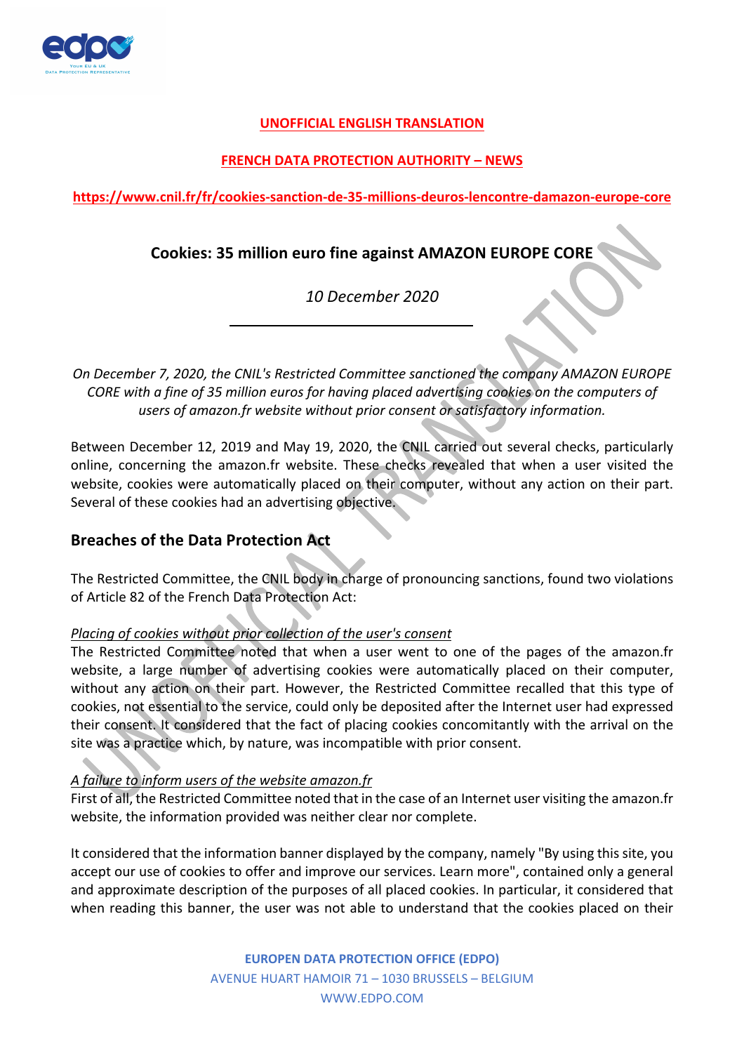**UNOFFICIAL ENGLISH TRANSLATION**

**FRENCH DATA PROTECTION AUTHORITY – NEWS**

**https://www.cnil.fr/fr/cookies-sanction-de-35-millions-deuros-lencontre-damazon-europe-core**

# Cookies: 35 million euro fine against AMAZON EUROPE CORE

*10 December 2020*

---

*On December 7, 2020, the CNIL's Restricted Committee sanctioned the company AMAZON EUROPE CORE with a fine of 35 million euros for having placed advertising cookies on the computers of users of amazon.fr website without prior consent or satisfactory information.*

Between December 12, 2019 and May 19, 2020, the CNIL carried out several checks, particularly online, concerning the amazon.fr website. These checks revealed that when a user visited the website, cookies were automatically placed on their computer, without any action on their part. Several of these cookies had an advertising objective.

## Breaches of the Data Protection Act

The Restricted Committee, the CNIL body in charge of pronouncing sanctions, found two violations of Article 82 of the French Data Protection Act:

*Placing of cookies without prior collection of the user's consent*

The Restricted Committee noted that when a user went to one of the pages of the amazon.fr website, a large number of advertising cookies were automatically placed on their computer, without any action on their part. However, the Restricted Committee recalled that this type of cookies, not essential to the service, could only be deposited after the Internet user had expressed their consent. It considered that the fact of placing cookies concomitantly with the arrival on the site was a practice which, by nature, was incompatible with prior consent.

*A failure to inform users of the website amazon.fr*

First of all, the Restricted Committee noted that in the case of an Internet user visiting the amazon.fr website, the information provided was neither clear nor complete.

It considered that the information banner displayed by the company, namely "By using this site, you accept our use of cookies to offer and improve our services. Learn more", contained only a general and approximate description of the purposes of all placed cookies. In particular, it considered that when reading this banner, the user was not able to understand that the cookies placed on their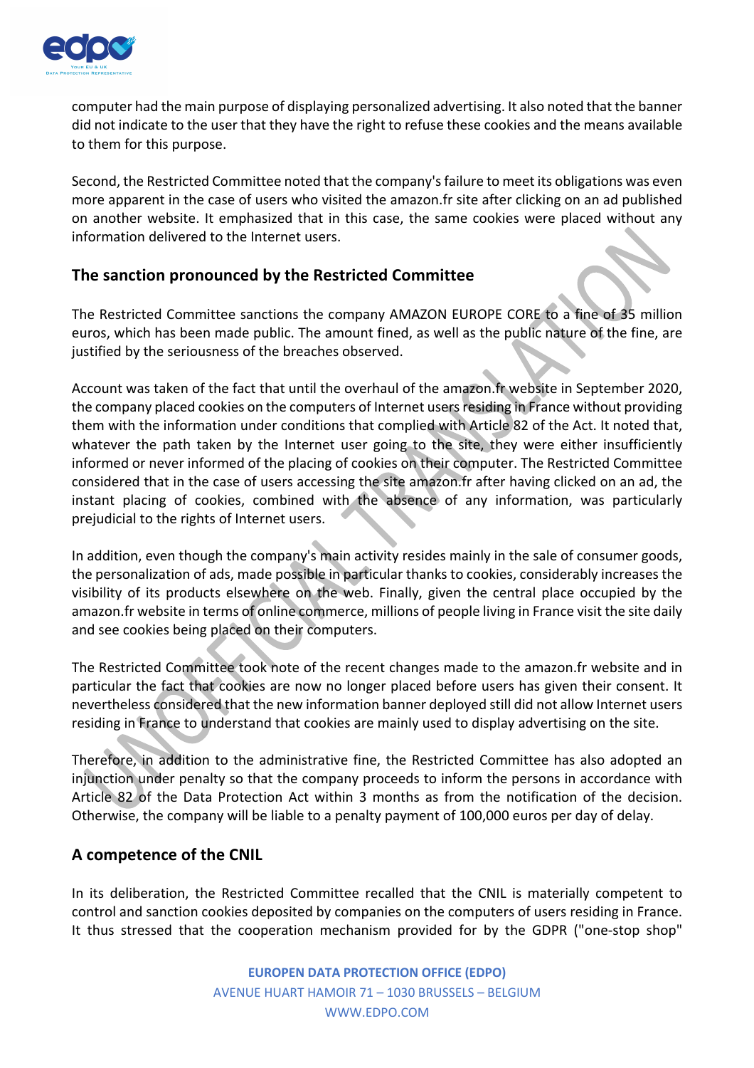computer had the main purpose of displaying personalized advertising. It also noted that the banner did not indicate to the user that they have the right to refuse these cookies and the means available to them for this purpose.

Second, the Restricted Committee noted that the company's failure to meet its obligations was even more apparent in the case of users who visited the amazon.fr site after clicking on an ad published on another website. It emphasized that in this case, the same cookies were placed without any information delivered to the Internet users.

## The sanction pronounced by the Restricted Committee

The Restricted Committee sanctions the company AMAZON EUROPE CORE to a fine of 35 million euros, which has been made public. The amount fined, as well as the public nature of the fine, are justified by the seriousness of the breaches observed.

Account was taken of the fact that until the overhaul of the amazon.fr website in September 2020, the company placed cookies on the computers of Internet users residing in France without providing them with the information under conditions that complied with Article 82 of the Act. It noted that, whatever the path taken by the Internet user going to the site, they were either insufficiently informed or never informed of the placing of cookies on their computer. The Restricted Committee considered that in the case of users accessing the site amazon.fr after having clicked on an ad, the instant placing of cookies, combined with the absence of any information, was particularly prejudicial to the rights of Internet users.

In addition, even though the company's main activity resides mainly in the sale of consumer goods, the personalization of ads, made possible in particular thanks to cookies, considerably increases the visibility of its products elsewhere on the web. Finally, given the central place occupied by the amazon.fr website in terms of online commerce, millions of people living in France visit the site daily and see cookies being placed on their computers.

The Restricted Committee took note of the recent changes made to the amazon.fr website and in particular the fact that cookies are now no longer placed before users has given their consent. It nevertheless considered that the new information banner deployed still did not allow Internet users residing in France to understand that cookies are mainly used to display advertising on the site.

Therefore, in addition to the administrative fine, the Restricted Committee has also adopted an injunction under penalty so that the company proceeds to inform the persons in accordance with Article 82 of the Data Protection Act within 3 months as from the notification of the decision. Otherwise, the company will be liable to a penalty payment of 100,000 euros per day of delay.

## A competence of the CNIL

In its deliberation, the Restricted Committee recalled that the CNIL is materially competent to control and sanction cookies deposited by companies on the computers of users residing in France. It thus stressed that the cooperation mechanism provided for by the GDPR ("one-stop shop"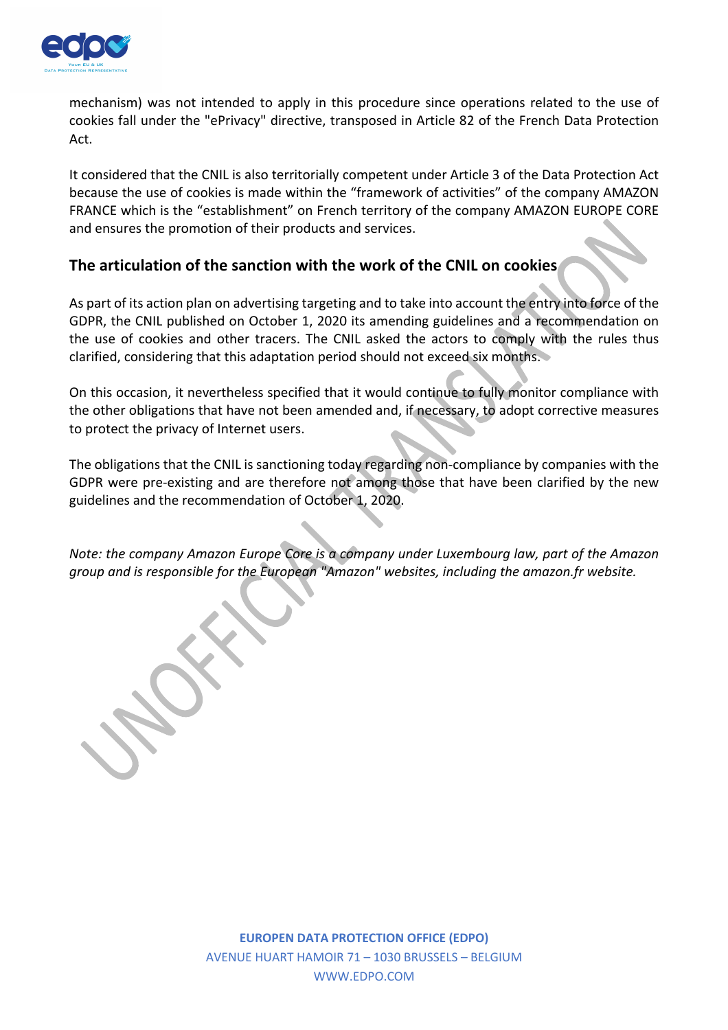mechanism) was not intended to apply in this procedure since operations related to the use of cookies fall under the "ePrivacy" directive, transposed in Article 82 of the French Data Protection Act.

It considered that the CNIL is also territorially competent under Article 3 of the Data Protection Act because the use of cookies is made within the “framework of activities” of the company AMAZON FRANCE which is the “establishment” on French territory of the company AMAZON EUROPE CORE and ensures the promotion of their products and services.

## The articulation of the sanction with the work of the CNIL on cookies

As part of its action plan on advertising targeting and to take into account the entry into force of the GDPR, the CNIL published on October 1, 2020 its amending guidelines and a recommendation on the use of cookies and other tracers. The CNIL asked the actors to comply with the rules thus clarified, considering that this adaptation period should not exceed six months.

On this occasion, it nevertheless specified that it would continue to fully monitor compliance with the other obligations that have not been amended and, if necessary, to adopt corrective measures to protect the privacy of Internet users.

The obligations that the CNIL is sanctioning today regarding non-compliance by companies with the GDPR were pre-existing and are therefore not among those that have been clarified by the new guidelines and the recommendation of October 1, 2020.

*Note: the company Amazon Europe Core is a company under Luxembourg law, part of the Amazon group and is responsible for the European "Amazon" websites, including the amazon.fr website.*